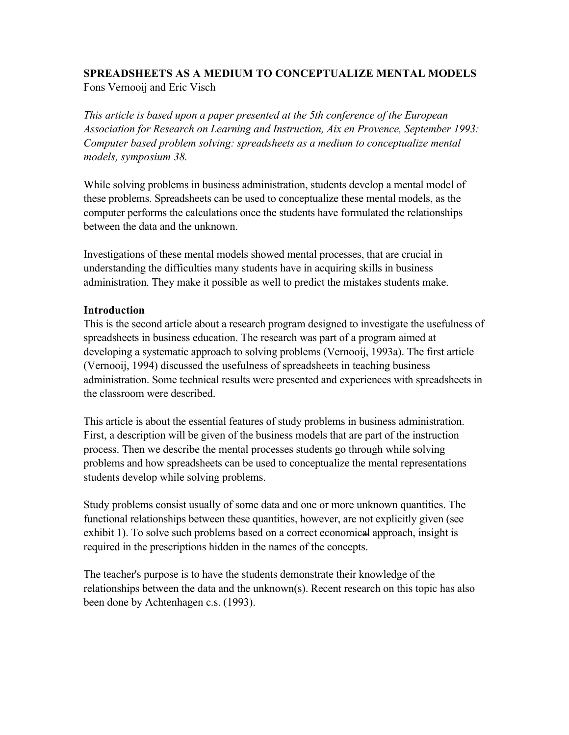# SPREADSHEETS AS A MEDIUM TO CONCEPTUALIZE MENTAL MODELS

Fons Vernooij and Eric Visch

*This article is based upon a paper presented at the 5th conference of the European Association for Research on Learning and Instruction, Aix en Provence, September 1993: Computer based problem solving: spreadsheets as a medium to conceptualize mental models, symposium 38.*

While solving problems in business administration, students develop a mental model of these problems. Spreadsheets can be used to conceptualize these mental models, as the computer performs the calculations once the students have formulated the relationships between the data and the unknown.

Investigations of these mental models showed mental processes, that are crucial in understanding the difficulties many students have in acquiring skills in business administration. They make it possible as well to predict the mistakes students make.

## Introduction

This is the second article about a research program designed to investigate the usefulness of spreadsheets in business education. The research was part of a program aimed at developing a systematic approach to solving problems (Vernooij, 1993a). The first article (Vernooij, 1994) discussed the usefulness of spreadsheets in teaching business administration. Some technical results were presented and experiences with spreadsheets in the classroom were described.

This article is about the essential features of study problems in business administration. First, a description will be given of the business models that are part of the instruction process. Then we describe the mental processes students go through while solving problems and how spreadsheets can be used to conceptualize the mental representations students develop while solving problems.

Study problems consist usually of some data and one or more unknown quantities. The functional relationships between these quantities, however, are not explicitly given (see exhibit 1). To solve such problems based on a correct economical approach, insight is required in the prescriptions hidden in the names of the concepts.

The teacher's purpose is to have the students demonstrate their knowledge of the relationships between the data and the unknown(s). Recent research on this topic has also been done by Achtenhagen c.s. (1993).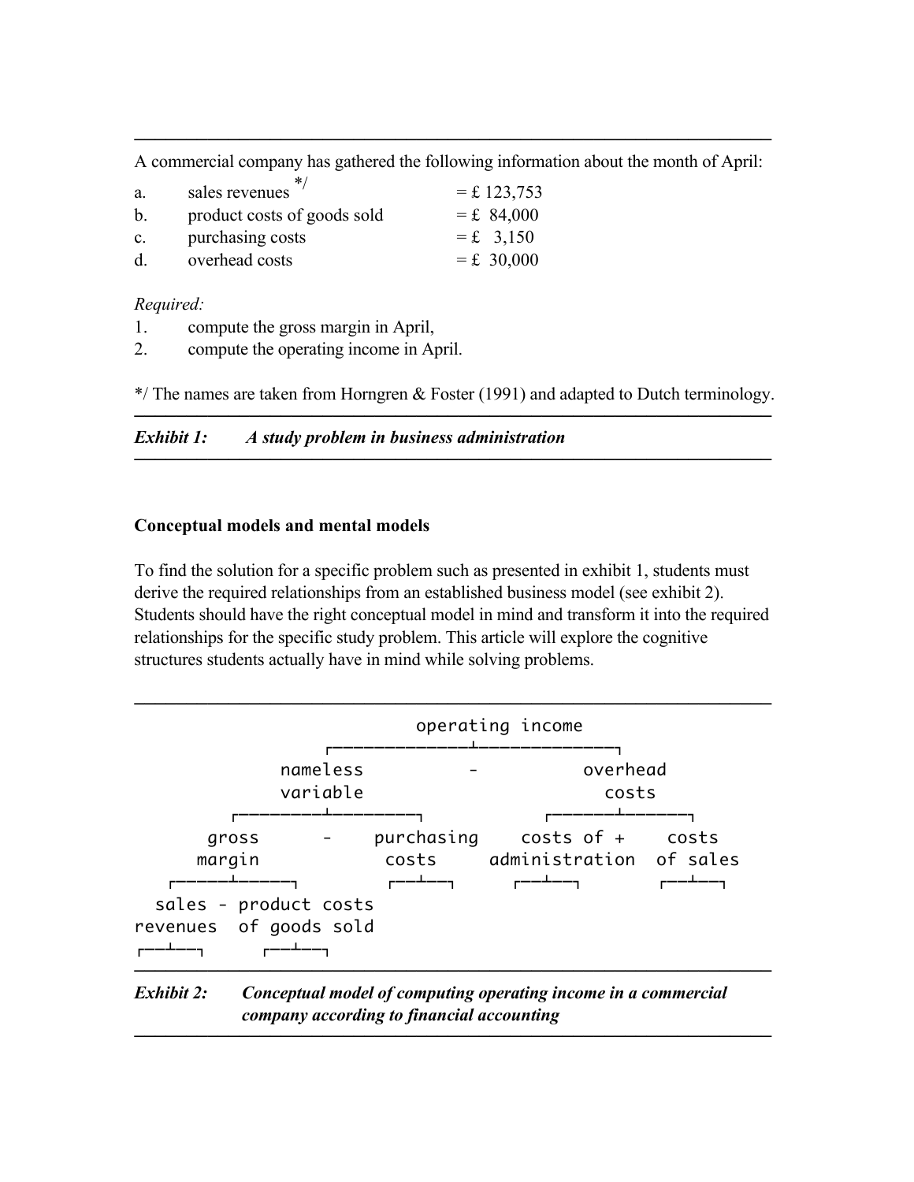A commercial company has gathered the following information about the month of April:

| | | |
|---|---|---|
| a. | sales revenues */ | = £ 123,753 |
| b. | product costs of goods sold | = £ 84,000 |
| c. | purchasing costs | = £ 3,150 |
| d. | overhead costs | = £ 30,000 |

*Required:*

1. compute the gross margin in April,
2. compute the operating income in April.

*/ The names are taken from Horngren & Foster (1991) and adapted to Dutch terminology.

***Exhibit 1: A study problem in business administration***

**Conceptual models and mental models**

To find the solution for a specific problem such as presented in exhibit 1, students must derive the required relationships from an established business model (see exhibit 2). Students should have the right conceptual model in mind and transform it into the required relationships for the specific study problem. This article will explore the cognitive structures students actually have in mind while solving problems.

```
                          operating income
                 ┌───────────────┴───────────────┐
            nameless           -              overhead
            variable                            costs
       ┌─────────┴─────────┐            ┌───────┴───────┐
     gross       -     purchasing     costs of +     costs
    margin               costs     administration  of sales
  ┌──────┴──────┐        ┌──┴──┐       ┌──┴──┐        ┌──┴──┐
  sales - product costs
revenues  of goods sold
┌──┴──┐     ┌──┴──┐
```

***Exhibit 2: Conceptual model of computing operating income in a commercial company according to financial accounting***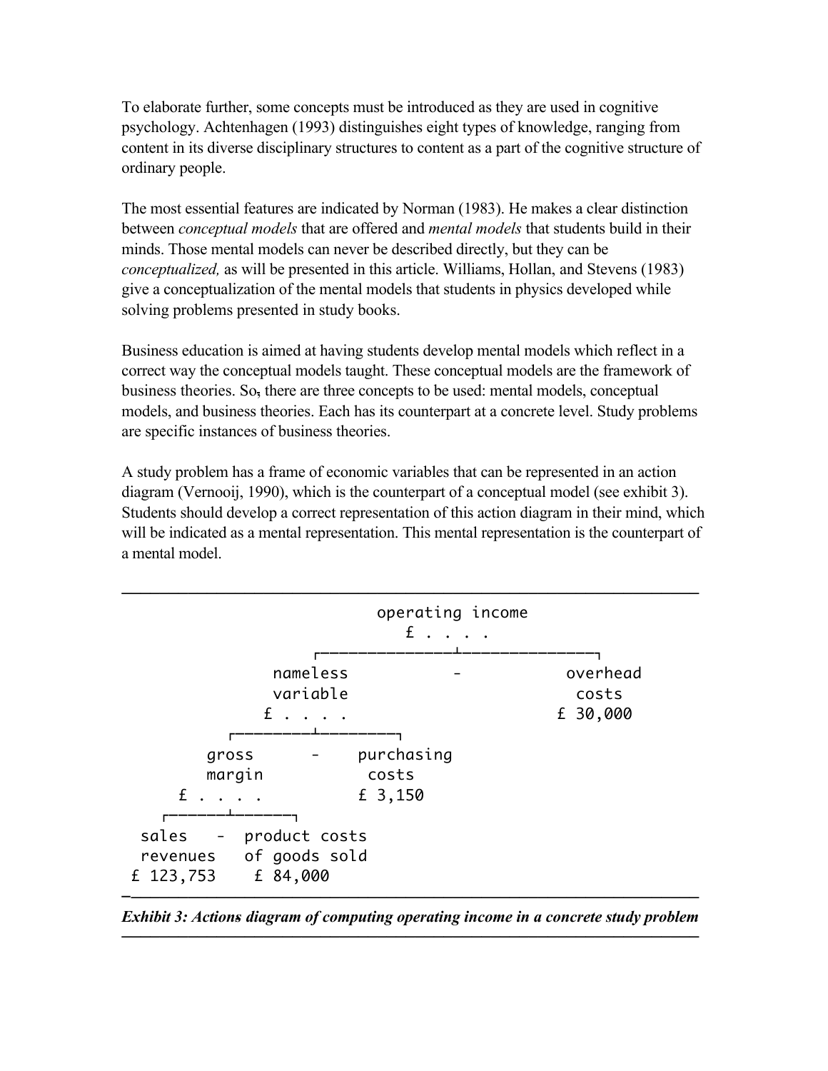To elaborate further, some concepts must be introduced as they are used in cognitive psychology. Achtenhagen (1993) distinguishes eight types of knowledge, ranging from content in its diverse disciplinary structures to content as a part of the cognitive structure of ordinary people.

The most essential features are indicated by Norman (1983). He makes a clear distinction between *conceptual models* that are offered and *mental models* that students build in their minds. Those mental models can never be described directly, but they can be *conceptualized,* as will be presented in this article. Williams, Hollan, and Stevens (1983) give a conceptualization of the mental models that students in physics developed while solving problems presented in study books.

Business education is aimed at having students develop mental models which reflect in a correct way the conceptual models taught. These conceptual models are the framework of business theories. So, there are three concepts to be used: mental models, conceptual models, and business theories. Each has its counterpart at a concrete level. Study problems are specific instances of business theories.

A study problem has a frame of economic variables that can be represented in an action diagram (Vernooij, 1990), which is the counterpart of a conceptual model (see exhibit 3). Students should develop a correct representation of this action diagram in their mind, which will be indicated as a mental representation. This mental representation is the counterpart of a mental model.

```
                         operating income
                             £ . . . .
                 ┌──────────────┴──────────────┐
             nameless            -            overhead
             variable                           costs
            £ . . . .                         £ 30,000
      ┌─────────┴─────────┐
    gross      -    purchasing
    margin            costs
  £ . . . .         £ 3,150
 ┌──────┴──────┐
sales   -  product costs
revenues   of goods sold
£ 123,753    £ 84,000
```

***Exhibit 3: Actions diagram of computing operating income in a concrete study problem***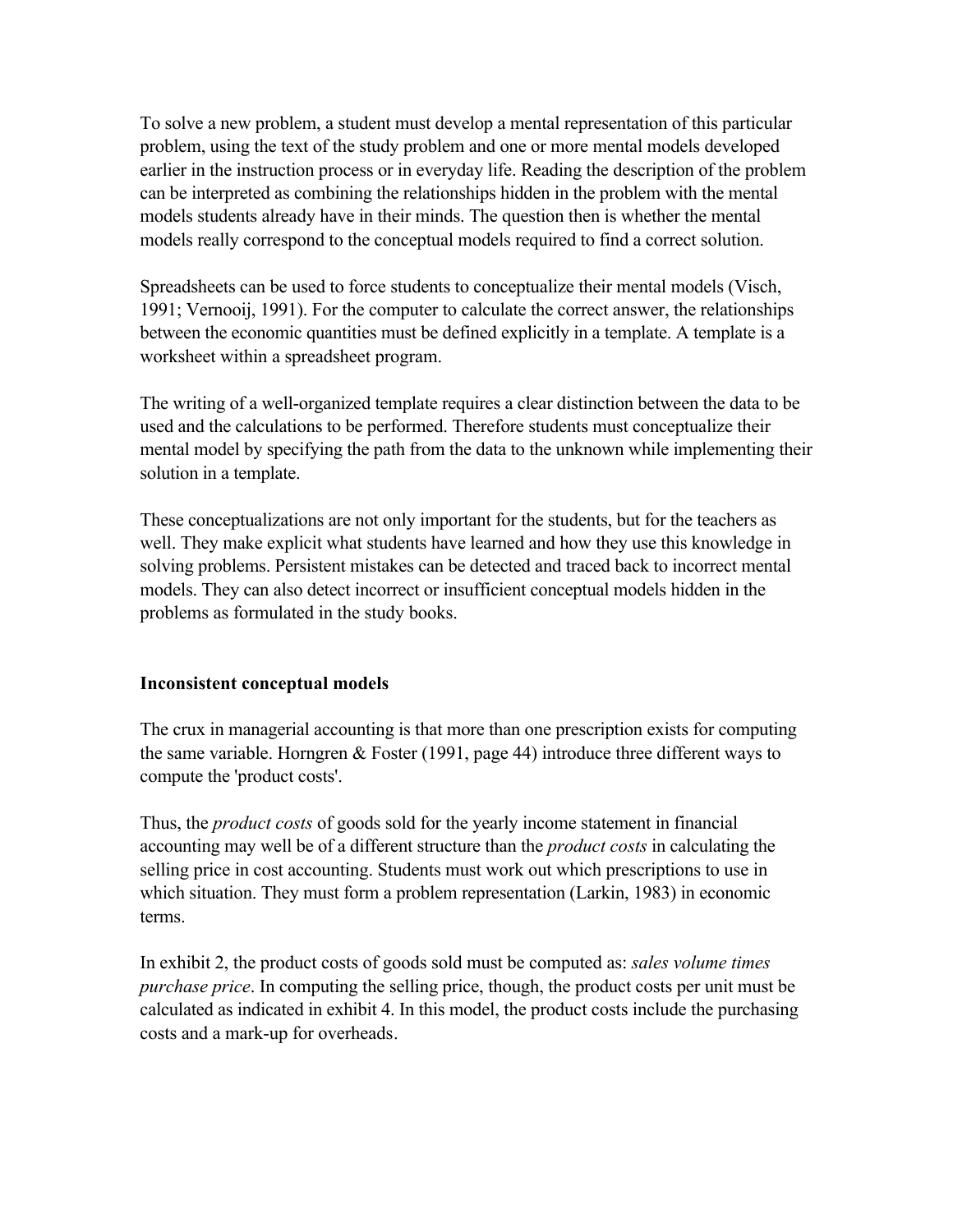To solve a new problem, a student must develop a mental representation of this particular problem, using the text of the study problem and one or more mental models developed earlier in the instruction process or in everyday life. Reading the description of the problem can be interpreted as combining the relationships hidden in the problem with the mental models students already have in their minds. The question then is whether the mental models really correspond to the conceptual models required to find a correct solution.

Spreadsheets can be used to force students to conceptualize their mental models (Visch, 1991; Vernooij, 1991). For the computer to calculate the correct answer, the relationships between the economic quantities must be defined explicitly in a template. A template is a worksheet within a spreadsheet program.

The writing of a well-organized template requires a clear distinction between the data to be used and the calculations to be performed. Therefore students must conceptualize their mental model by specifying the path from the data to the unknown while implementing their solution in a template.

These conceptualizations are not only important for the students, but for the teachers as well. They make explicit what students have learned and how they use this knowledge in solving problems. Persistent mistakes can be detected and traced back to incorrect mental models. They can also detect incorrect or insufficient conceptual models hidden in the problems as formulated in the study books.

**Inconsistent conceptual models**

The crux in managerial accounting is that more than one prescription exists for computing the same variable. Horngren & Foster (1991, page 44) introduce three different ways to compute the 'product costs'.

Thus, the *product costs* of goods sold for the yearly income statement in financial accounting may well be of a different structure than the *product costs* in calculating the selling price in cost accounting. Students must work out which prescriptions to use in which situation. They must form a problem representation (Larkin, 1983) in economic terms.

In exhibit 2, the product costs of goods sold must be computed as: *sales volume times purchase price*. In computing the selling price, though, the product costs per unit must be calculated as indicated in exhibit 4. In this model, the product costs include the purchasing costs and a mark-up for overheads.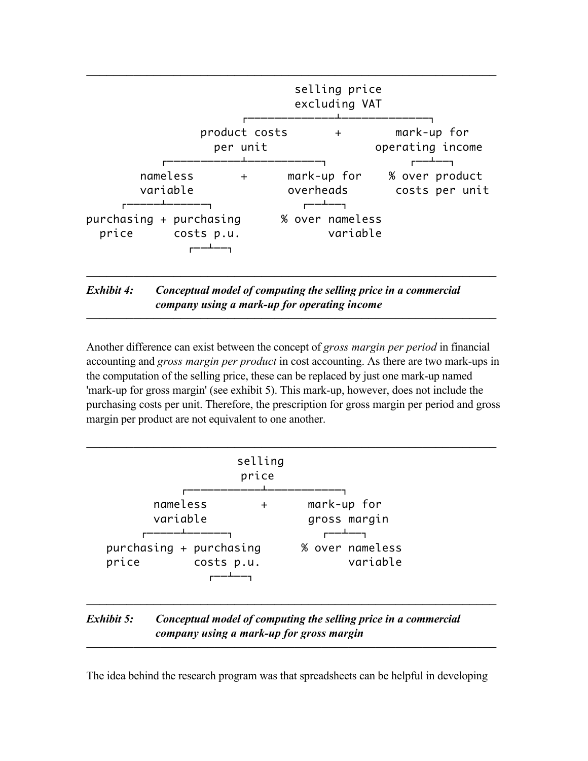```
                                  selling price
                                  excluding VAT
                        ┌─────────────┴─────────────┐
                   product costs       +        mark-up for
                      per unit                 operating income
             ┌───────────┴───────────┐            ┌──┴──┐
         nameless        +       mark-up for    % over product
         variable                overheads       costs per unit
      ┌─────┴──────┐               ┌──┴──┐
 purchasing + purchasing       % over nameless
    price      costs p.u.            variable
                 ┌──┴──┐
```

***Exhibit 4:*** ***Conceptual model of computing the selling price in a commercial company using a mark-up for operating income***

Another difference can exist between the concept of *gross margin per period* in financial accounting and *gross margin per product* in cost accounting. As there are two mark-ups in the computation of the selling price, these can be replaced by just one mark-up named 'mark-up for gross margin' (see exhibit 5). This mark-up, however, does not include the purchasing costs per unit. Therefore, the prescription for gross margin per period and gross margin per product are not equivalent to one another.

```
                      selling
                       price
              ┌──────────┴──────────┐
         nameless        +       mark-up for
         variable                gross margin
      ┌─────┴──────┐               ┌──┴──┐
 purchasing + purchasing       % over nameless
 price         costs p.u.            variable
                 ┌──┴──┐
```

***Exhibit 5:*** ***Conceptual model of computing the selling price in a commercial company using a mark-up for gross margin***

The idea behind the research program was that spreadsheets can be helpful in developing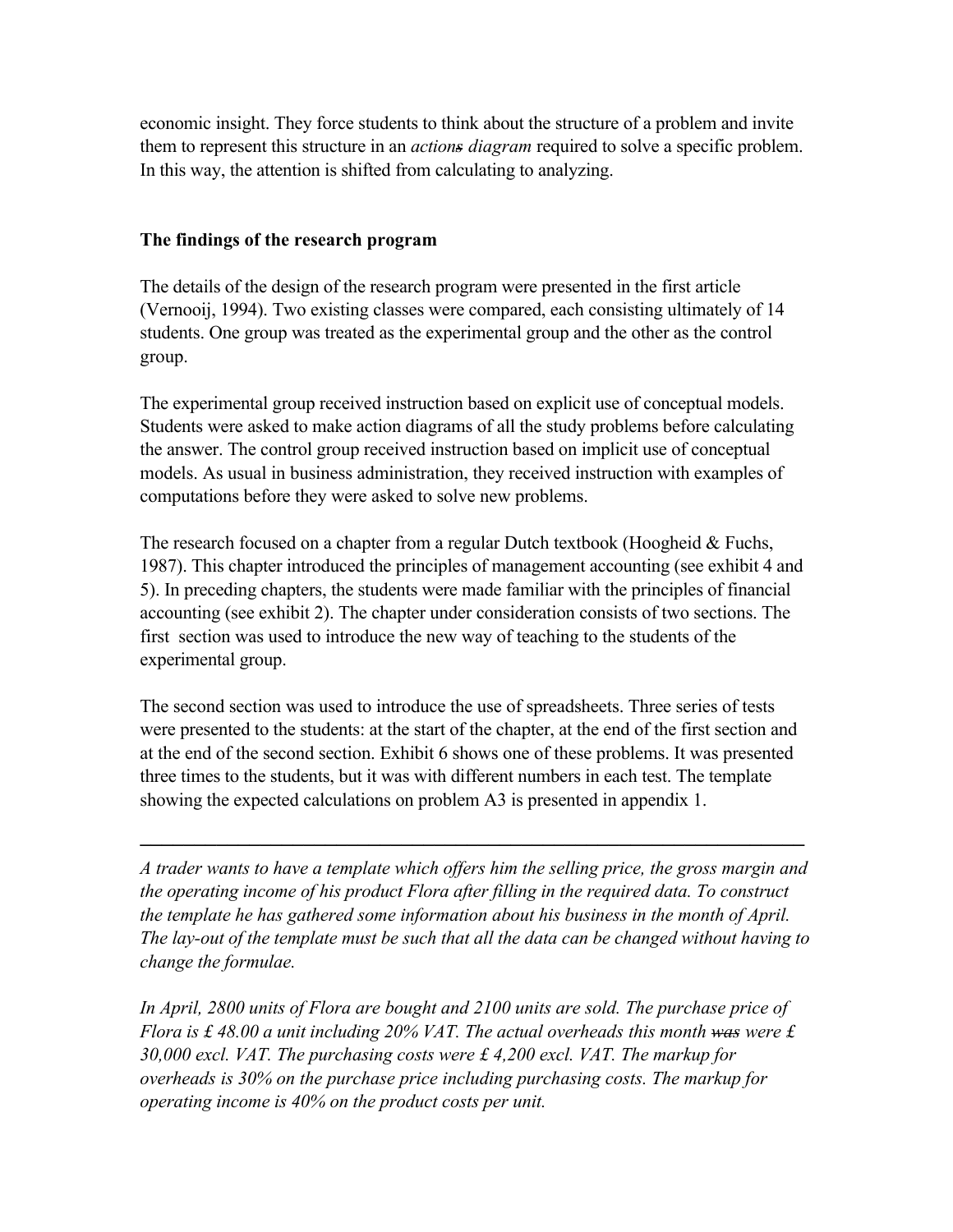economic insight. They force students to think about the structure of a problem and invite them to represent this structure in an *action~~s~~ diagram* required to solve a specific problem. In this way, the attention is shifted from calculating to analyzing.

## The findings of the research program

The details of the design of the research program were presented in the first article (Vernooij, 1994). Two existing classes were compared, each consisting ultimately of 14 students. One group was treated as the experimental group and the other as the control group.

The experimental group received instruction based on explicit use of conceptual models. Students were asked to make action diagrams of all the study problems before calculating the answer. The control group received instruction based on implicit use of conceptual models. As usual in business administration, they received instruction with examples of computations before they were asked to solve new problems.

The research focused on a chapter from a regular Dutch textbook (Hoogheid & Fuchs, 1987). This chapter introduced the principles of management accounting (see exhibit 4 and 5). In preceding chapters, the students were made familiar with the principles of financial accounting (see exhibit 2). The chapter under consideration consists of two sections. The first section was used to introduce the new way of teaching to the students of the experimental group.

The second section was used to introduce the use of spreadsheets. Three series of tests were presented to the students: at the start of the chapter, at the end of the first section and at the end of the second section. Exhibit 6 shows one of these problems. It was presented three times to the students, but it was with different numbers in each test. The template showing the expected calculations on problem A3 is presented in appendix 1.

---

*A trader wants to have a template which offers him the selling price, the gross margin and the operating income of his product Flora after filling in the required data. To construct the template he has gathered some information about his business in the month of April. The lay-out of the template must be such that all the data can be changed without having to change the formulae.*

*In April, 2800 units of Flora are bought and 2100 units are sold. The purchase price of Flora is £ 48.00 a unit including 20% VAT. The actual overheads this month ~~was~~ were £ 30,000 excl. VAT. The purchasing costs were £ 4,200 excl. VAT. The markup for overheads is 30% on the purchase price including purchasing costs. The markup for operating income is 40% on the product costs per unit.*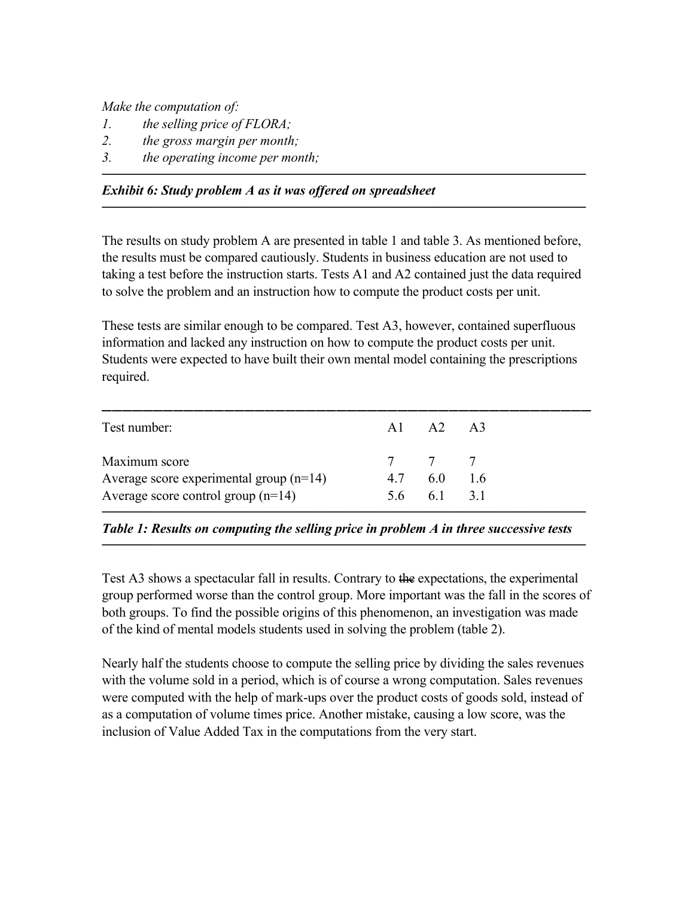*Make the computation of:*

1. *the selling price of FLORA;*
2. *the gross margin per month;*
3. *the operating income per month;*

***Exhibit 6: Study problem A as it was offered on spreadsheet***

The results on study problem A are presented in table 1 and table 3. As mentioned before, the results must be compared cautiously. Students in business education are not used to taking a test before the instruction starts. Tests A1 and A2 contained just the data required to solve the problem and an instruction how to compute the product costs per unit.

These tests are similar enough to be compared. Test A3, however, contained superfluous information and lacked any instruction on how to compute the product costs per unit. Students were expected to have built their own mental model containing the prescriptions required.

| Test number: | A1 | A2 | A3 |
|---|---|---|---|
| Maximum score | 7 | 7 | 7 |
| Average score experimental group (n=14) | 4.7 | 6.0 | 1.6 |
| Average score control group (n=14) | 5.6 | 6.1 | 3.1 |

***Table 1: Results on computing the selling price in problem A in three successive tests***

Test A3 shows a spectacular fall in results. Contrary to ~~the~~ expectations, the experimental group performed worse than the control group. More important was the fall in the scores of both groups. To find the possible origins of this phenomenon, an investigation was made of the kind of mental models students used in solving the problem (table 2).

Nearly half the students choose to compute the selling price by dividing the sales revenues with the volume sold in a period, which is of course a wrong computation. Sales revenues were computed with the help of mark-ups over the product costs of goods sold, instead of as a computation of volume times price. Another mistake, causing a low score, was the inclusion of Value Added Tax in the computations from the very start.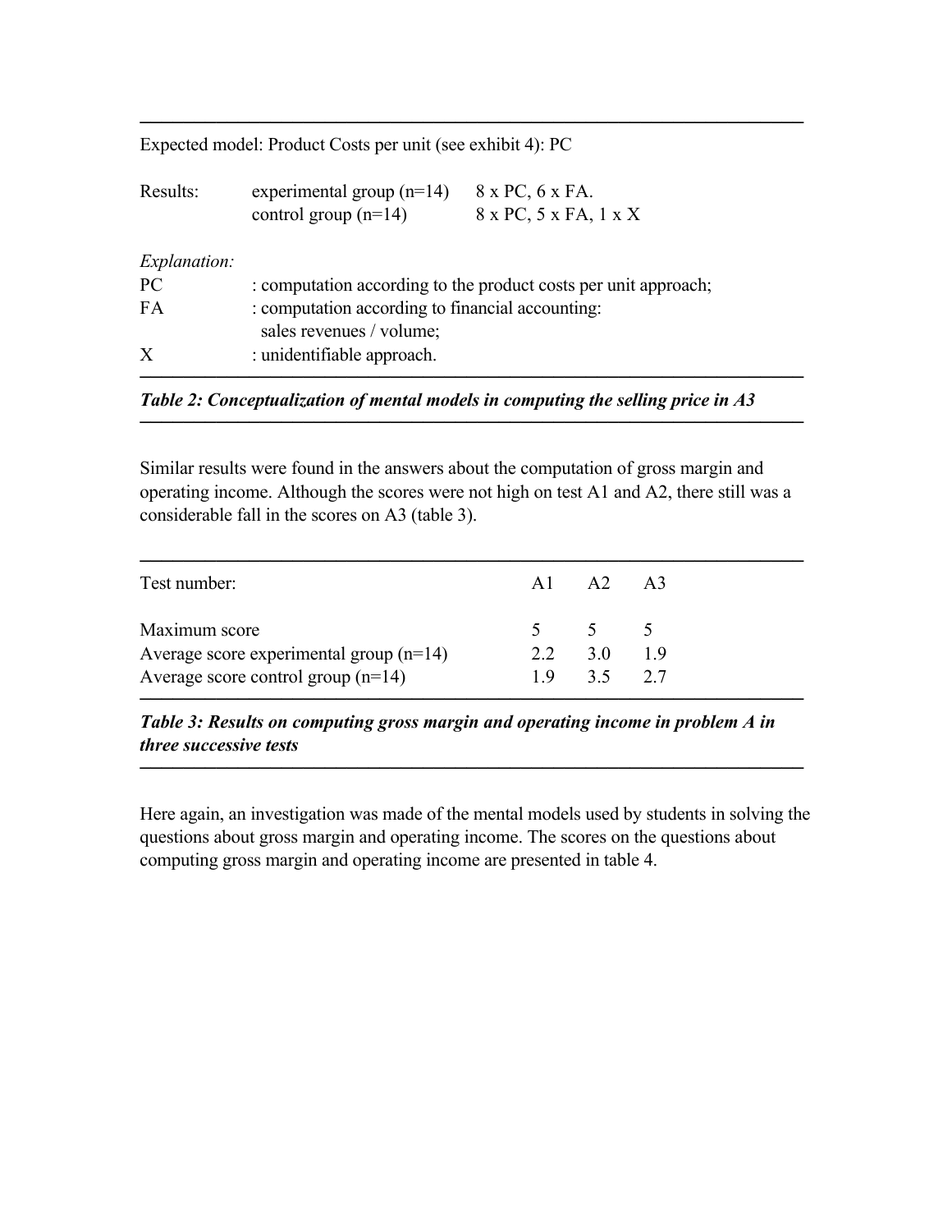Expected model: Product Costs per unit (see exhibit 4): PC

| | | |
|---|---|---|
| Results: | experimental group (n=14) | 8 x PC, 6 x FA. |
| | control group (n=14) | 8 x PC, 5 x FA, 1 x X |

*Explanation:*

| | |
|---|---|
| PC | : computation according to the product costs per unit approach; |
| FA | : computation according to financial accounting: sales revenues / volume; |
| X | : unidentifiable approach. |

***Table 2: Conceptualization of mental models in computing the selling price in A3***

Similar results were found in the answers about the computation of gross margin and operating income. Although the scores were not high on test A1 and A2, there still was a considerable fall in the scores on A3 (table 3).

| Test number: | A1 | A2 | A3 |
|---|---|---|---|
| Maximum score | 5 | 5 | 5 |
| Average score experimental group (n=14) | 2.2 | 3.0 | 1.9 |
| Average score control group (n=14) | 1.9 | 3.5 | 2.7 |

***Table 3: Results on computing gross margin and operating income in problem A in three successive tests***

Here again, an investigation was made of the mental models used by students in solving the questions about gross margin and operating income. The scores on the questions about computing gross margin and operating income are presented in table 4.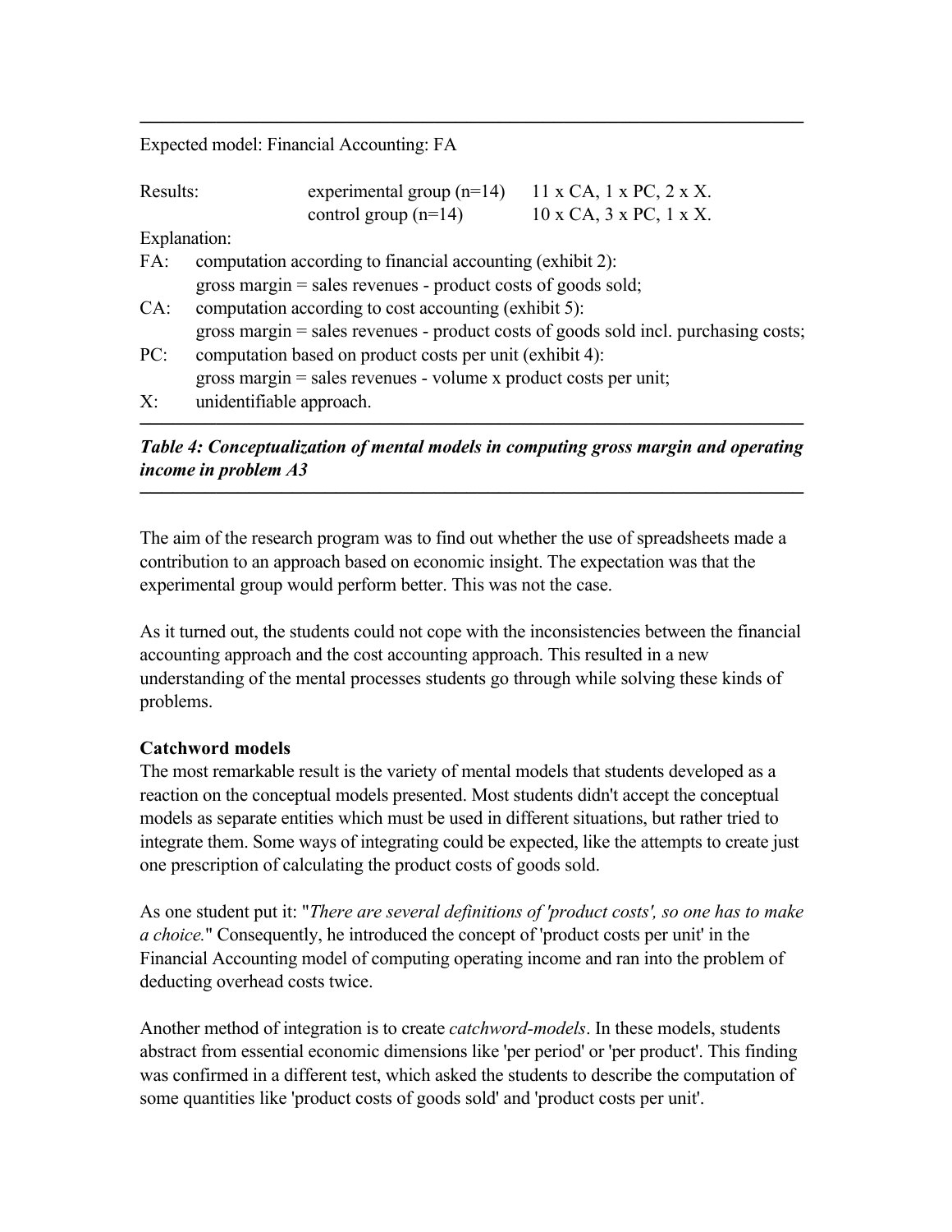Expected model: Financial Accounting: FA

| Results: | | |
|---|---|---|
| | experimental group (n=14) | 11 x CA, 1 x PC, 2 x X. |
| | control group (n=14) | 10 x CA, 3 x PC, 1 x X. |

Explanation:

FA: computation according to financial accounting (exhibit 2):
gross margin = sales revenues - product costs of goods sold;

CA: computation according to cost accounting (exhibit 5):
gross margin = sales revenues - product costs of goods sold incl. purchasing costs;

PC: computation based on product costs per unit (exhibit 4):
gross margin = sales revenues - volume x product costs per unit;

X: unidentifiable approach.

***Table 4: Conceptualization of mental models in computing gross margin and operating income in problem A3***

The aim of the research program was to find out whether the use of spreadsheets made a contribution to an approach based on economic insight. The expectation was that the experimental group would perform better. This was not the case.

As it turned out, the students could not cope with the inconsistencies between the financial accounting approach and the cost accounting approach. This resulted in a new understanding of the mental processes students go through while solving these kinds of problems.

**Catchword models**

The most remarkable result is the variety of mental models that students developed as a reaction on the conceptual models presented. Most students didn't accept the conceptual models as separate entities which must be used in different situations, but rather tried to integrate them. Some ways of integrating could be expected, like the attempts to create just one prescription of calculating the product costs of goods sold.

As one student put it: "*There are several definitions of 'product costs', so one has to make a choice.*" Consequently, he introduced the concept of 'product costs per unit' in the Financial Accounting model of computing operating income and ran into the problem of deducting overhead costs twice.

Another method of integration is to create *catchword-models*. In these models, students abstract from essential economic dimensions like 'per period' or 'per product'. This finding was confirmed in a different test, which asked the students to describe the computation of some quantities like 'product costs of goods sold' and 'product costs per unit'.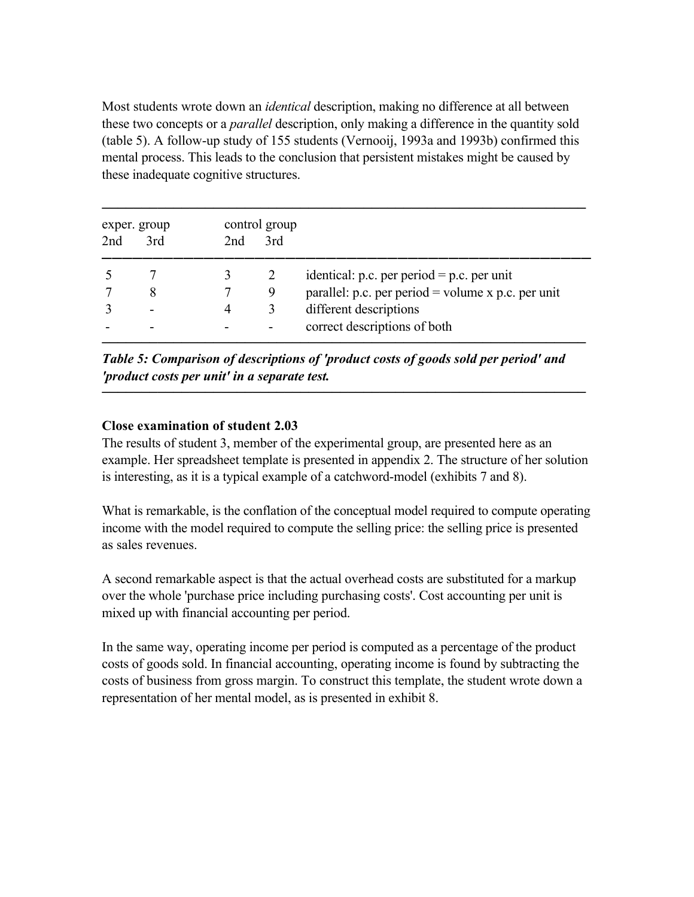Most students wrote down an *identical* description, making no difference at all between these two concepts or a *parallel* description, only making a difference in the quantity sold (table 5). A follow-up study of 155 students (Vernooij, 1993a and 1993b) confirmed this mental process. This leads to the conclusion that persistent mistakes might be caused by these inadequate cognitive structures.

| exper. group | | control group | | |
|---|---|---|---|---|
| 2nd | 3rd | 2nd | 3rd | |
| 5 | 7 | 3 | 2 | identical: p.c. per period = p.c. per unit |
| 7 | 8 | 7 | 9 | parallel: p.c. per period = volume x p.c. per unit |
| 3 | - | 4 | 3 | different descriptions |
| - | - | - | - | correct descriptions of both |

***Table 5: Comparison of descriptions of 'product costs of goods sold per period' and 'product costs per unit' in a separate test.***

**Close examination of student 2.03**

The results of student 3, member of the experimental group, are presented here as an example. Her spreadsheet template is presented in appendix 2. The structure of her solution is interesting, as it is a typical example of a catchword-model (exhibits 7 and 8).

What is remarkable, is the conflation of the conceptual model required to compute operating income with the model required to compute the selling price: the selling price is presented as sales revenues.

A second remarkable aspect is that the actual overhead costs are substituted for a markup over the whole 'purchase price including purchasing costs'. Cost accounting per unit is mixed up with financial accounting per period.

In the same way, operating income per period is computed as a percentage of the product costs of goods sold. In financial accounting, operating income is found by subtracting the costs of business from gross margin. To construct this template, the student wrote down a representation of her mental model, as is presented in exhibit 8.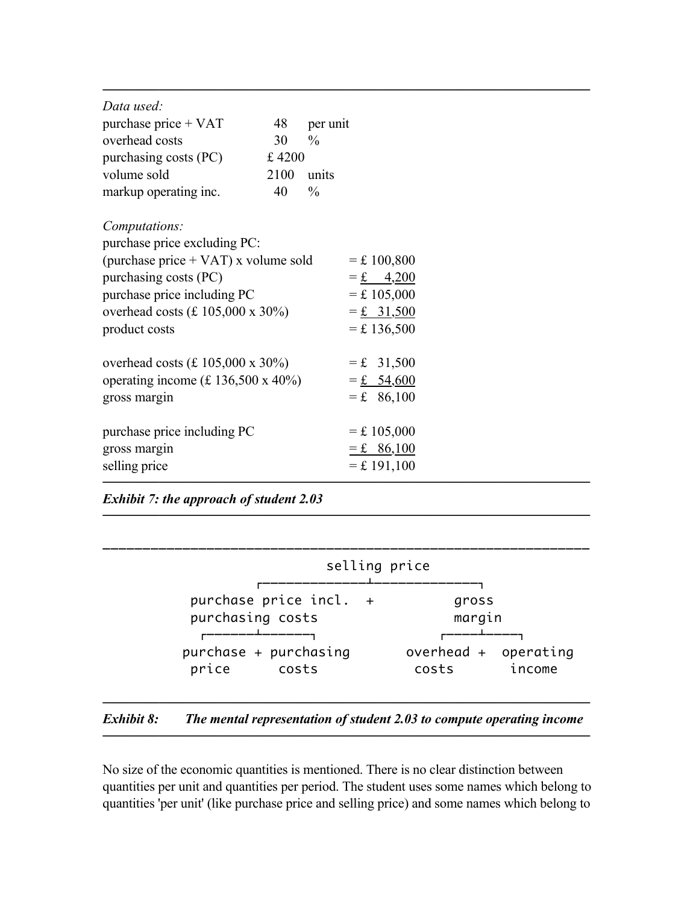*Data used:*

| | | |
|---|---|---|
| purchase price + VAT | 48 | per unit |
| overhead costs | 30 | % |
| purchasing costs (PC) | £ 4200 | |
| volume sold | 2100 | units |
| markup operating inc. | 40 | % |

*Computations:*

purchase price excluding PC:

| | |
|---|---|
| (purchase price + VAT) x volume sold | = £ 100,800 |
| purchasing costs (PC) | = £ 4,200 |
| purchase price including PC | = £ 105,000 |
| overhead costs (£ 105,000 x 30%) | = £ 31,500 |
| product costs | = £ 136,500 |
| | |
| overhead costs (£ 105,000 x 30%) | = £ 31,500 |
| operating income (£ 136,500 x 40%) | = £ 54,600 |
| gross margin | = £ 86,100 |
| | |
| purchase price including PC | = £ 105,000 |
| gross margin | = £ 86,100 |
| selling price | = £ 191,100 |

***Exhibit 7: the approach of student 2.03***

```
                         selling price
              ┌─────────────────┴────────────────┐
   purchase price incl.  +              gross
   purchasing costs                     margin
    ┌───────┴───────┐                ┌─────┴─────┐
 purchase + purchasing            overhead +  operating
  price      costs                 costs       income
```

***Exhibit 8: The mental representation of student 2.03 to compute operating income***

No size of the economic quantities is mentioned. There is no clear distinction between quantities per unit and quantities per period. The student uses some names which belong to quantities 'per unit' (like purchase price and selling price) and some names which belong to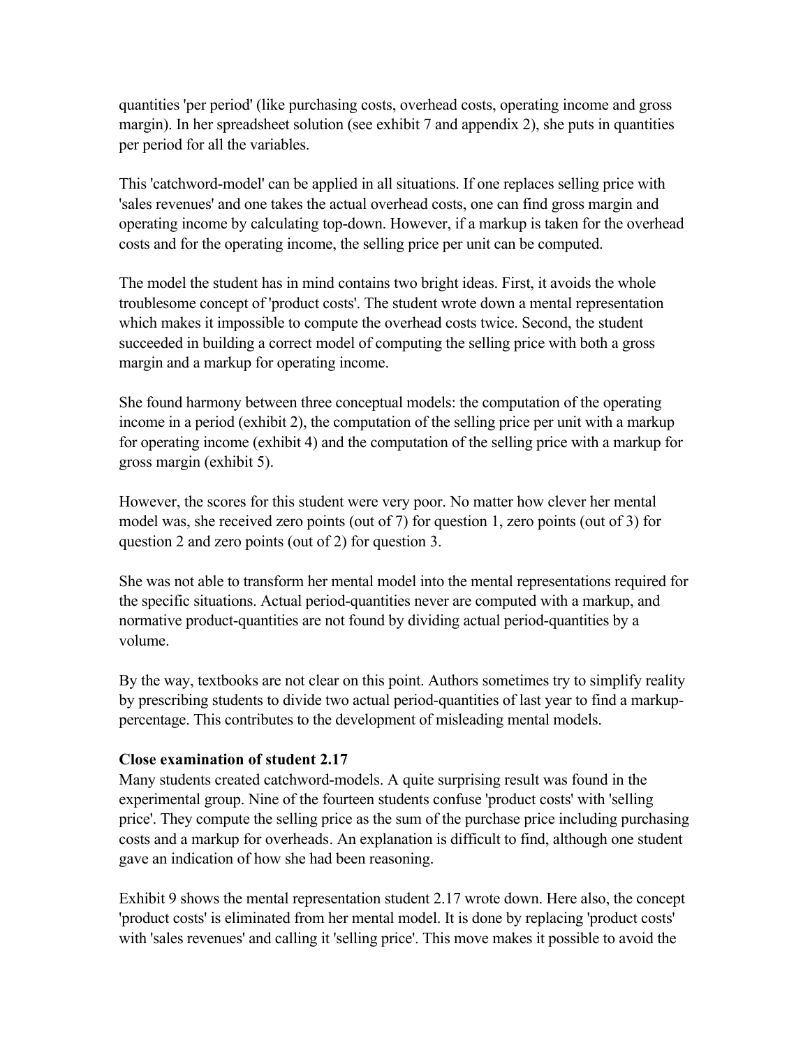quantities 'per period' (like purchasing costs, overhead costs, operating income and gross margin). In her spreadsheet solution (see exhibit 7 and appendix 2), she puts in quantities per period for all the variables.

This 'catchword-model' can be applied in all situations. If one replaces selling price with 'sales revenues' and one takes the actual overhead costs, one can find gross margin and operating income by calculating top-down. However, if a markup is taken for the overhead costs and for the operating income, the selling price per unit can be computed.

The model the student has in mind contains two bright ideas. First, it avoids the whole troublesome concept of 'product costs'. The student wrote down a mental representation which makes it impossible to compute the overhead costs twice. Second, the student succeeded in building a correct model of computing the selling price with both a gross margin and a markup for operating income.

She found harmony between three conceptual models: the computation of the operating income in a period (exhibit 2), the computation of the selling price per unit with a markup for operating income (exhibit 4) and the computation of the selling price with a markup for gross margin (exhibit 5).

However, the scores for this student were very poor. No matter how clever her mental model was, she received zero points (out of 7) for question 1, zero points (out of 3) for question 2 and zero points (out of 2) for question 3.

She was not able to transform her mental model into the mental representations required for the specific situations. Actual period-quantities never are computed with a markup, and normative product-quantities are not found by dividing actual period-quantities by a volume.

By the way, textbooks are not clear on this point. Authors sometimes try to simplify reality by prescribing students to divide two actual period-quantities of last year to find a markup-percentage. This contributes to the development of misleading mental models.

**Close examination of student 2.17**

Many students created catchword-models. A quite surprising result was found in the experimental group. Nine of the fourteen students confuse 'product costs' with 'selling price'. They compute the selling price as the sum of the purchase price including purchasing costs and a markup for overheads. An explanation is difficult to find, although one student gave an indication of how she had been reasoning.

Exhibit 9 shows the mental representation student 2.17 wrote down. Here also, the concept 'product costs' is eliminated from her mental model. It is done by replacing 'product costs' with 'sales revenues' and calling it 'selling price'. This move makes it possible to avoid the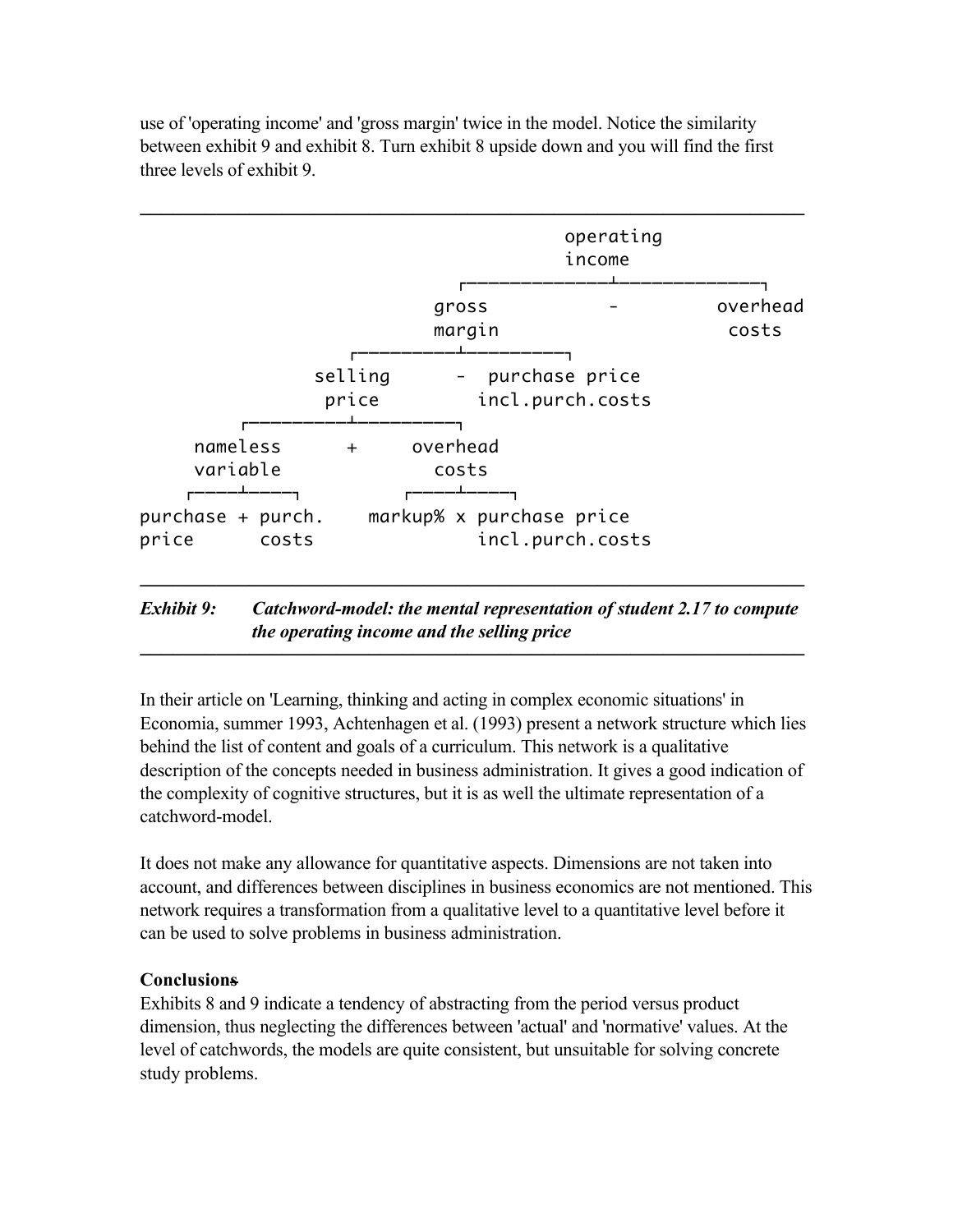use of 'operating income' and 'gross margin' twice in the model. Notice the similarity between exhibit 9 and exhibit 8. Turn exhibit 8 upside down and you will find the first three levels of exhibit 9.

```
                                                   operating
                                                    income
                                       ┌──────────────┴──────────────┐
                                     gross            -           overhead
                                     margin                         costs
                            ┌──────────┴──────────┐
                          selling       -  purchase price
                           price          incl.purch.costs
                  ┌──────────┴──────────┐
              nameless      +     overhead
              variable              costs
             ┌────┴────┐         ┌────┴────┐
         purchase + purch.    markup% x purchase price
         price      costs               incl.purch.costs
```

***Exhibit 9: Catchword-model: the mental representation of student 2.17 to compute the operating income and the selling price***

In their article on 'Learning, thinking and acting in complex economic situations' in Economia, summer 1993, Achtenhagen et al. (1993) present a network structure which lies behind the list of content and goals of a curriculum. This network is a qualitative description of the concepts needed in business administration. It gives a good indication of the complexity of cognitive structures, but it is as well the ultimate representation of a catchword-model.

It does not make any allowance for quantitative aspects. Dimensions are not taken into account, and differences between disciplines in business economics are not mentioned. This network requires a transformation from a qualitative level to a quantitative level before it can be used to solve problems in business administration.

**Conclusions**

Exhibits 8 and 9 indicate a tendency of abstracting from the period versus product dimension, thus neglecting the differences between 'actual' and 'normative' values. At the level of catchwords, the models are quite consistent, but unsuitable for solving concrete study problems.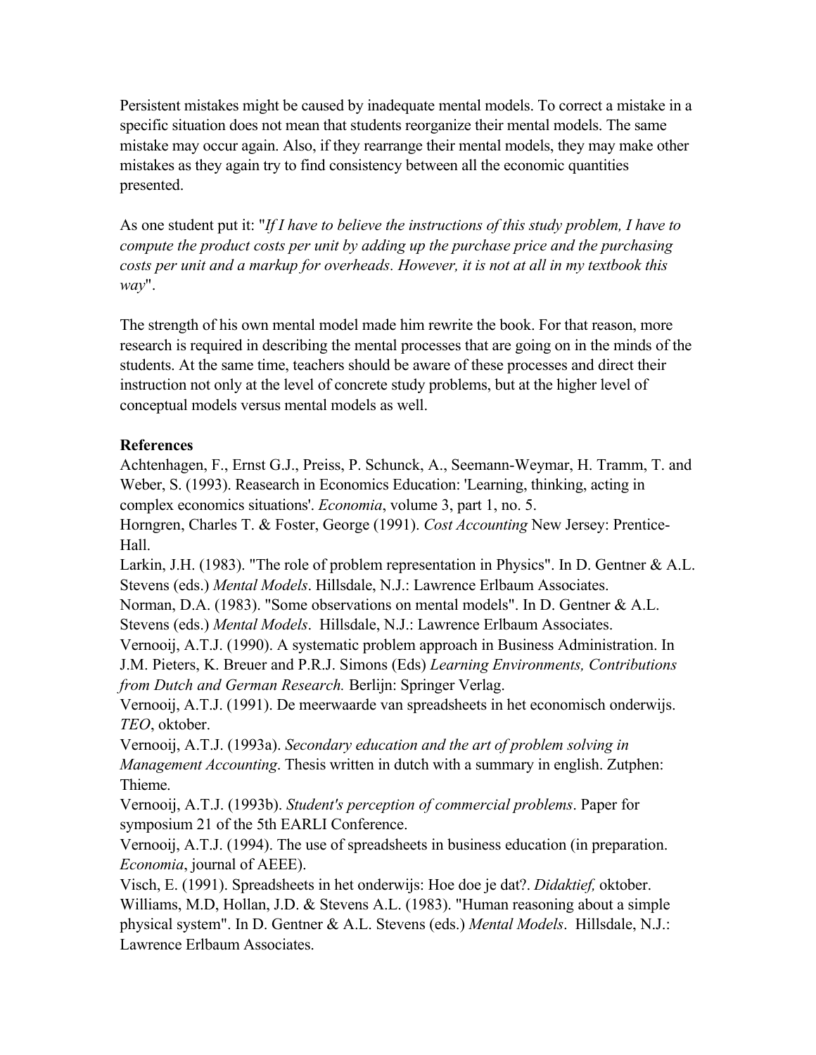Persistent mistakes might be caused by inadequate mental models. To correct a mistake in a specific situation does not mean that students reorganize their mental models. The same mistake may occur again. Also, if they rearrange their mental models, they may make other mistakes as they again try to find consistency between all the economic quantities presented.

As one student put it: "*If I have to believe the instructions of this study problem, I have to compute the product costs per unit by adding up the purchase price and the purchasing costs per unit and a markup for overheads. However, it is not at all in my textbook this way*".

The strength of his own mental model made him rewrite the book. For that reason, more research is required in describing the mental processes that are going on in the minds of the students. At the same time, teachers should be aware of these processes and direct their instruction not only at the level of concrete study problems, but at the higher level of conceptual models versus mental models as well.

**References**

Achtenhagen, F., Ernst G.J., Preiss, P. Schunck, A., Seemann-Weymar, H. Tramm, T. and Weber, S. (1993). Reasearch in Economics Education: 'Learning, thinking, acting in complex economics situations'. *Economia*, volume 3, part 1, no. 5.

Horngren, Charles T. & Foster, George (1991). *Cost Accounting* New Jersey: Prentice-Hall.

Larkin, J.H. (1983). "The role of problem representation in Physics". In D. Gentner & A.L. Stevens (eds.) *Mental Models*. Hillsdale, N.J.: Lawrence Erlbaum Associates.

Norman, D.A. (1983). "Some observations on mental models". In D. Gentner & A.L. Stevens (eds.) *Mental Models*. Hillsdale, N.J.: Lawrence Erlbaum Associates.

Vernooij, A.T.J. (1990). A systematic problem approach in Business Administration. In J.M. Pieters, K. Breuer and P.R.J. Simons (Eds) *Learning Environments, Contributions from Dutch and German Research.* Berlijn: Springer Verlag.

Vernooij, A.T.J. (1991). De meerwaarde van spreadsheets in het economisch onderwijs. *TEO*, oktober.

Vernooij, A.T.J. (1993a). *Secondary education and the art of problem solving in Management Accounting*. Thesis written in dutch with a summary in english. Zutphen: Thieme.

Vernooij, A.T.J. (1993b). *Student's perception of commercial problems*. Paper for symposium 21 of the 5th EARLI Conference.

Vernooij, A.T.J. (1994). The use of spreadsheets in business education (in preparation. *Economia*, journal of AEEE).

Visch, E. (1991). Spreadsheets in het onderwijs: Hoe doe je dat?. *Didaktief,* oktober.

Williams, M.D, Hollan, J.D. & Stevens A.L. (1983). "Human reasoning about a simple physical system". In D. Gentner & A.L. Stevens (eds.) *Mental Models*. Hillsdale, N.J.: Lawrence Erlbaum Associates.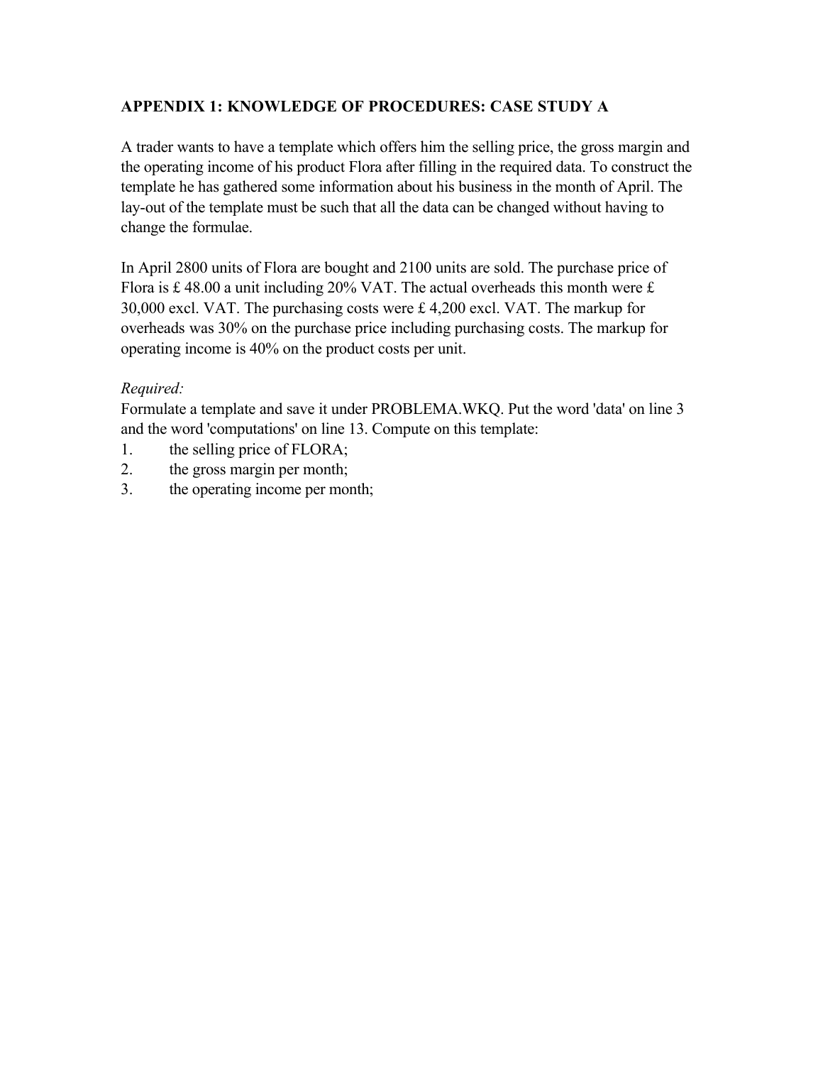## APPENDIX 1: KNOWLEDGE OF PROCEDURES: CASE STUDY A

A trader wants to have a template which offers him the selling price, the gross margin and the operating income of his product Flora after filling in the required data. To construct the template he has gathered some information about his business in the month of April. The lay-out of the template must be such that all the data can be changed without having to change the formulae.

In April 2800 units of Flora are bought and 2100 units are sold. The purchase price of Flora is £ 48.00 a unit including 20% VAT. The actual overheads this month were £ 30,000 excl. VAT. The purchasing costs were £ 4,200 excl. VAT. The markup for overheads was 30% on the purchase price including purchasing costs. The markup for operating income is 40% on the product costs per unit.

*Required:*

Formulate a template and save it under PROBLEMA.WKQ. Put the word 'data' on line 3 and the word 'computations' on line 13. Compute on this template:

1. the selling price of FLORA;
2. the gross margin per month;
3. the operating income per month;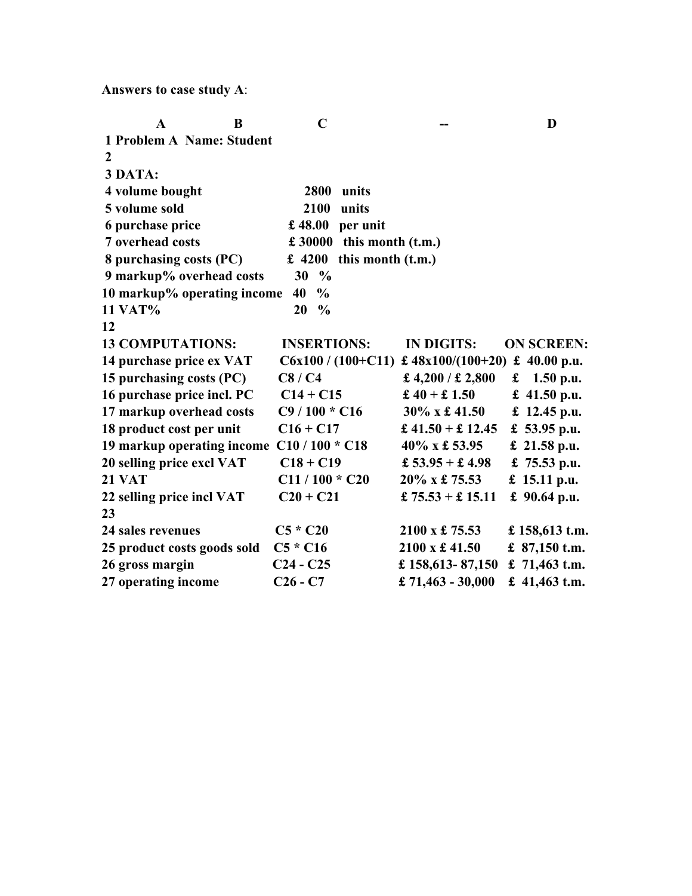**Answers to case study A**:

| | A | B | C | -- | D |
|---|---|---|---|---|---|
| 1 | **Problem A Name: Student** | | | | |
| 2 | | | | | |
| 3 | **DATA:** | | | | |
| 4 | **volume bought** | | **2800 units** | | |
| 5 | **volume sold** | | **2100 units** | | |
| 6 | **purchase price** | | **£ 48.00 per unit** | | |
| 7 | **overhead costs** | | **£ 30000 this month (t.m.)** | | |
| 8 | **purchasing costs (PC)** | | **£ 4200 this month (t.m.)** | | |
| 9 | **markup% overhead costs** | | **30 %** | | |
| 10 | **markup% operating income** | | **40 %** | | |
| 11 | **VAT%** | | **20 %** | | |
| 12 | | | | | |
| 13 | **COMPUTATIONS:** | | **INSERTIONS:** | **IN DIGITS:** | **ON SCREEN:** |
| 14 | **purchase price ex VAT** | | **C6x100 / (100+C11)** | **£ 48x100/(100+20)** | **£ 40.00 p.u.** |
| 15 | **purchasing costs (PC)** | | **C8 / C4** | **£ 4,200 / £ 2,800** | **£ 1.50 p.u.** |
| 16 | **purchase price incl. PC** | | **C14 + C15** | **£ 40 + £ 1.50** | **£ 41.50 p.u.** |
| 17 | **markup overhead costs** | | **C9 / 100 * C16** | **30% x £ 41.50** | **£ 12.45 p.u.** |
| 18 | **product cost per unit** | | **C16 + C17** | **£ 41.50 + £ 12.45** | **£ 53.95 p.u.** |
| 19 | **markup operating income** | | **C10 / 100 * C18** | **40% x £ 53.95** | **£ 21.58 p.u.** |
| 20 | **selling price excl VAT** | | **C18 + C19** | **£ 53.95 + £ 4.98** | **£ 75.53 p.u.** |
| 21 | **VAT** | | **C11 / 100 * C20** | **20% x £ 75.53** | **£ 15.11 p.u.** |
| 22 | **selling price incl VAT** | | **C20 + C21** | **£ 75.53 + £ 15.11** | **£ 90.64 p.u.** |
| 23 | | | | | |
| 24 | **sales revenues** | | **C5 * C20** | **2100 x £ 75.53** | **£ 158,613 t.m.** |
| 25 | **product costs goods sold** | | **C5 * C16** | **2100 x £ 41.50** | **£ 87,150 t.m.** |
| 26 | **gross margin** | | **C24 - C25** | **£ 158,613- 87,150** | **£ 71,463 t.m.** |
| 27 | **operating income** | | **C26 - C7** | **£ 71,463 - 30,000** | **£ 41,463 t.m.** |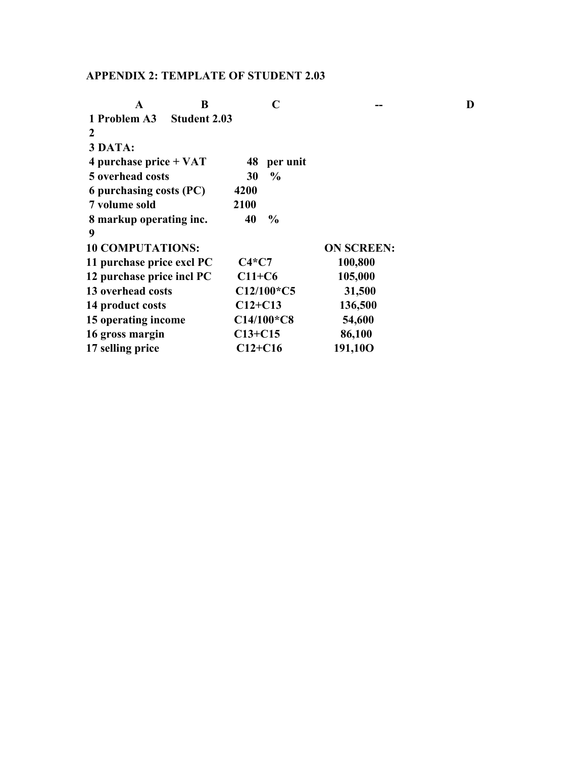### APPENDIX 2: TEMPLATE OF STUDENT 2.03

| A | B | C | -- | D |
|---|---|---|---|---|
| 1 Problem A3 | Student 2.03 | | | |
| 2 | | | | |
| 3 DATA: | | | | |
| 4 purchase price + VAT | | 48 per unit | | |
| 5 overhead costs | | 30 % | | |
| 6 purchasing costs (PC) | | 4200 | | |
| 7 volume sold | | 2100 | | |
| 8 markup operating inc. | | 40 % | | |
| 9 | | | | |
| 10 COMPUTATIONS: | | | ON SCREEN: | |
| 11 purchase price excl PC | | C4*C7 | 100,800 | |
| 12 purchase price incl PC | | C11+C6 | 105,000 | |
| 13 overhead costs | | C12/100*C5 | 31,500 | |
| 14 product costs | | C12+C13 | 136,500 | |
| 15 operating income | | C14/100*C8 | 54,600 | |
| 16 gross margin | | C13+C15 | 86,100 | |
| 17 selling price | | C12+C16 | 191,10O | |